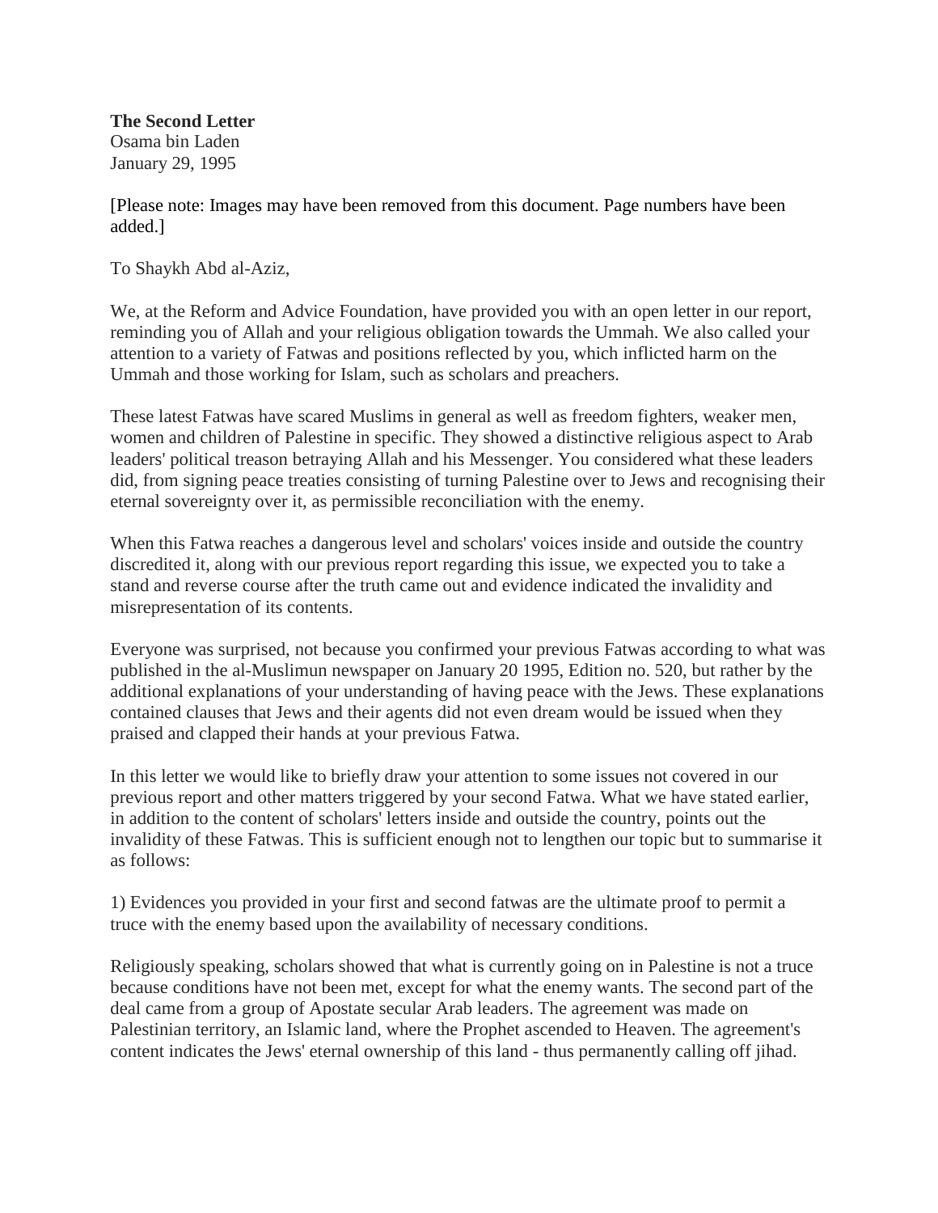**The Second Letter**
Osama bin Laden
January 29, 1995

[Please note: Images may have been removed from this document. Page numbers have been added.]

To Shaykh Abd al-Aziz,

We, at the Reform and Advice Foundation, have provided you with an open letter in our report, reminding you of Allah and your religious obligation towards the Ummah. We also called your attention to a variety of Fatwas and positions reflected by you, which inflicted harm on the Ummah and those working for Islam, such as scholars and preachers.

These latest Fatwas have scared Muslims in general as well as freedom fighters, weaker men, women and children of Palestine in specific. They showed a distinctive religious aspect to Arab leaders' political treason betraying Allah and his Messenger. You considered what these leaders did, from signing peace treaties consisting of turning Palestine over to Jews and recognising their eternal sovereignty over it, as permissible reconciliation with the enemy.

When this Fatwa reaches a dangerous level and scholars' voices inside and outside the country discredited it, along with our previous report regarding this issue, we expected you to take a stand and reverse course after the truth came out and evidence indicated the invalidity and misrepresentation of its contents.

Everyone was surprised, not because you confirmed your previous Fatwas according to what was published in the al-Muslimun newspaper on January 20 1995, Edition no. 520, but rather by the additional explanations of your understanding of having peace with the Jews. These explanations contained clauses that Jews and their agents did not even dream would be issued when they praised and clapped their hands at your previous Fatwa.

In this letter we would like to briefly draw your attention to some issues not covered in our previous report and other matters triggered by your second Fatwa. What we have stated earlier, in addition to the content of scholars' letters inside and outside the country, points out the invalidity of these Fatwas. This is sufficient enough not to lengthen our topic but to summarise it as follows:

1) Evidences you provided in your first and second fatwas are the ultimate proof to permit a truce with the enemy based upon the availability of necessary conditions.

Religiously speaking, scholars showed that what is currently going on in Palestine is not a truce because conditions have not been met, except for what the enemy wants. The second part of the deal came from a group of Apostate secular Arab leaders. The agreement was made on Palestinian territory, an Islamic land, where the Prophet ascended to Heaven. The agreement's content indicates the Jews' eternal ownership of this land - thus permanently calling off jihad.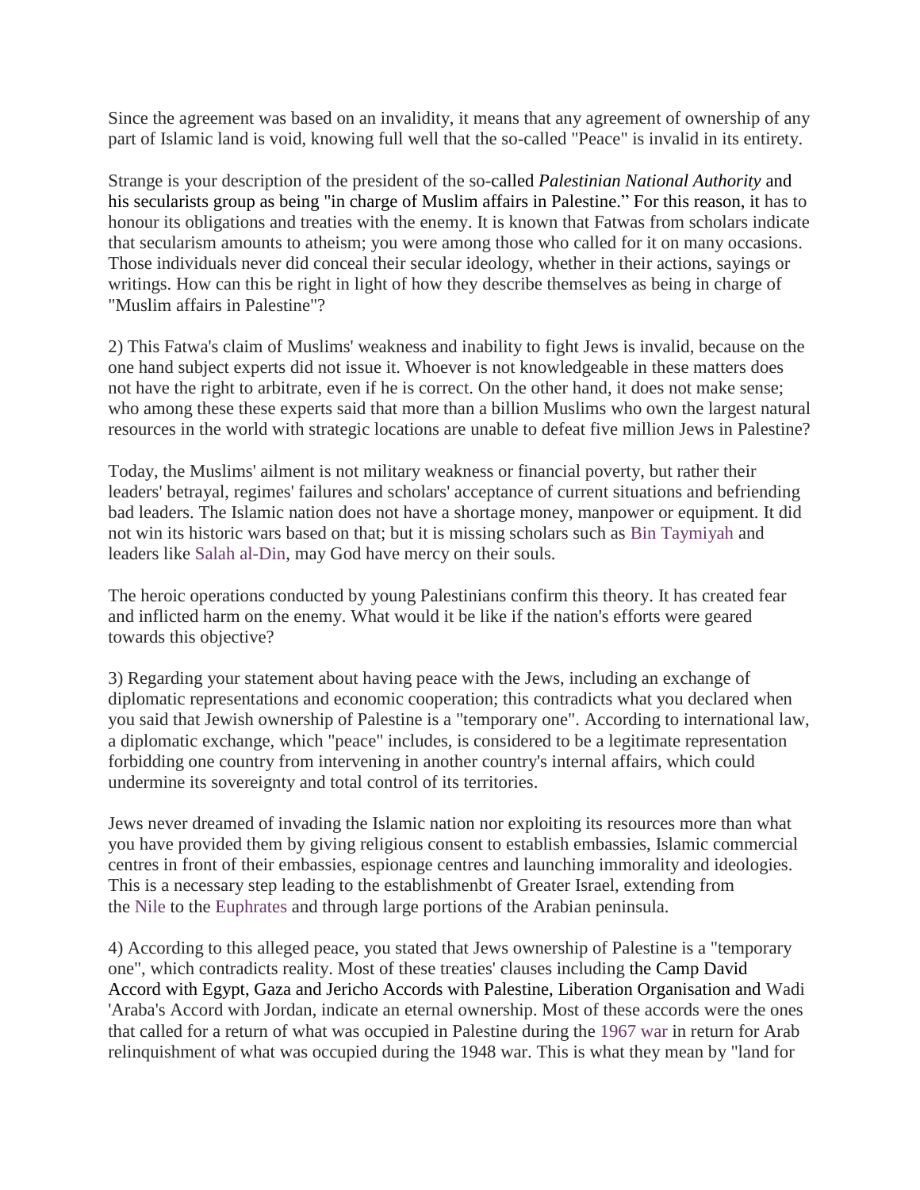Since the agreement was based on an invalidity, it means that any agreement of ownership of any part of Islamic land is void, knowing full well that the so-called "Peace" is invalid in its entirety.

Strange is your description of the president of the so-called *Palestinian National Authority* and his secularists group as being "in charge of Muslim affairs in Palestine." For this reason, it has to honour its obligations and treaties with the enemy. It is known that Fatwas from scholars indicate that secularism amounts to atheism; you were among those who called for it on many occasions. Those individuals never did conceal their secular ideology, whether in their actions, sayings or writings. How can this be right in light of how they describe themselves as being in charge of "Muslim affairs in Palestine"?

2) This Fatwa's claim of Muslims' weakness and inability to fight Jews is invalid, because on the one hand subject experts did not issue it. Whoever is not knowledgeable in these matters does not have the right to arbitrate, even if he is correct. On the other hand, it does not make sense; who among these these experts said that more than a billion Muslims who own the largest natural resources in the world with strategic locations are unable to defeat five million Jews in Palestine?

Today, the Muslims' ailment is not military weakness or financial poverty, but rather their leaders' betrayal, regimes' failures and scholars' acceptance of current situations and befriending bad leaders. The Islamic nation does not have a shortage money, manpower or equipment. It did not win its historic wars based on that; but it is missing scholars such as Bin Taymiyah and leaders like Salah al-Din, may God have mercy on their souls.

The heroic operations conducted by young Palestinians confirm this theory. It has created fear and inflicted harm on the enemy. What would it be like if the nation's efforts were geared towards this objective?

3) Regarding your statement about having peace with the Jews, including an exchange of diplomatic representations and economic cooperation; this contradicts what you declared when you said that Jewish ownership of Palestine is a "temporary one". According to international law, a diplomatic exchange, which "peace" includes, is considered to be a legitimate representation forbidding one country from intervening in another country's internal affairs, which could undermine its sovereignty and total control of its territories.

Jews never dreamed of invading the Islamic nation nor exploiting its resources more than what you have provided them by giving religious consent to establish embassies, Islamic commercial centres in front of their embassies, espionage centres and launching immorality and ideologies. This is a necessary step leading to the establishmenbt of Greater Israel, extending from the Nile to the Euphrates and through large portions of the Arabian peninsula.

4) According to this alleged peace, you stated that Jews ownership of Palestine is a "temporary one", which contradicts reality. Most of these treaties' clauses including the Camp David Accord with Egypt, Gaza and Jericho Accords with Palestine, Liberation Organisation and Wadi 'Araba's Accord with Jordan, indicate an eternal ownership. Most of these accords were the ones that called for a return of what was occupied in Palestine during the 1967 war in return for Arab relinquishment of what was occupied during the 1948 war. This is what they mean by "land for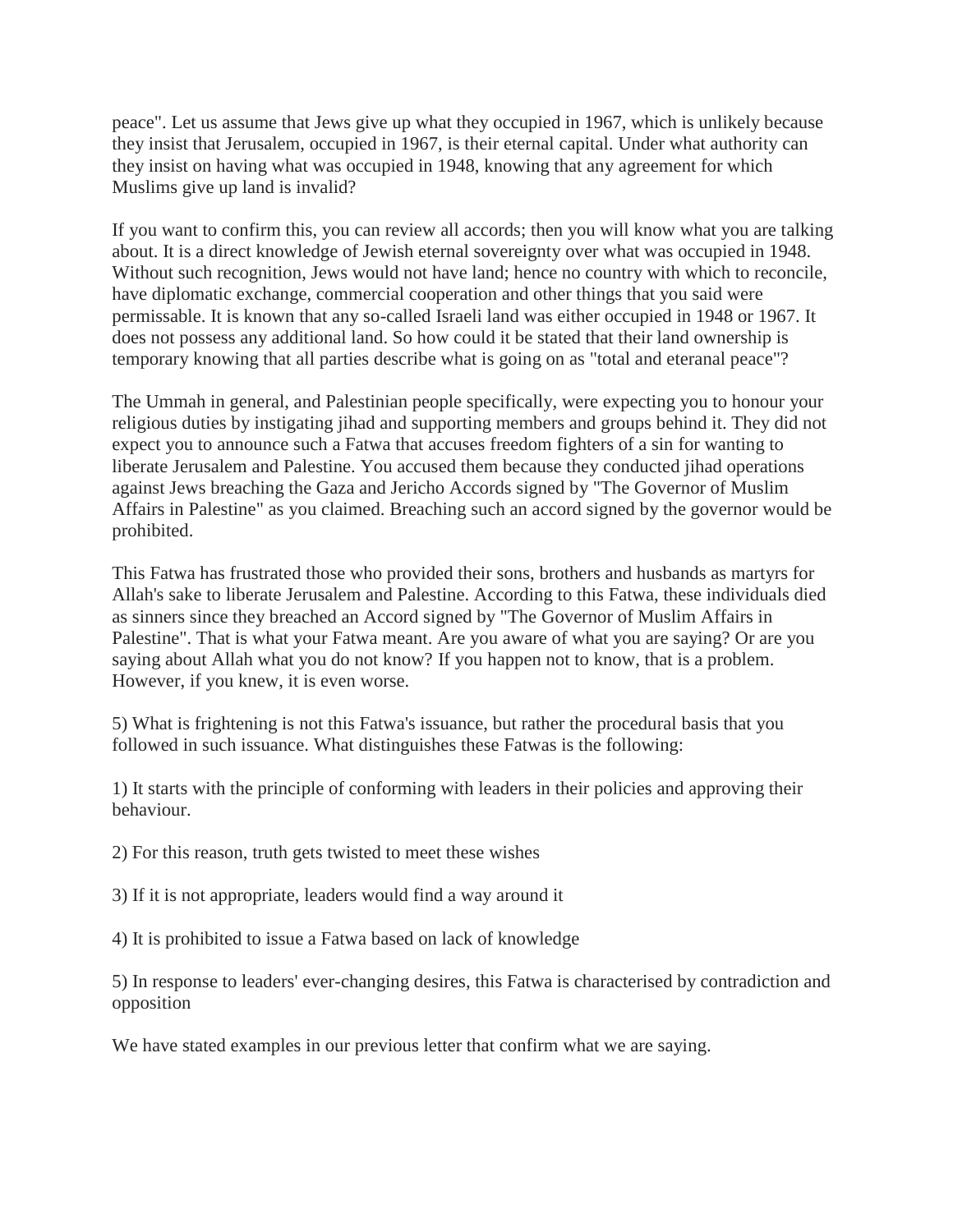peace". Let us assume that Jews give up what they occupied in 1967, which is unlikely because they insist that Jerusalem, occupied in 1967, is their eternal capital. Under what authority can they insist on having what was occupied in 1948, knowing that any agreement for which Muslims give up land is invalid?

If you want to confirm this, you can review all accords; then you will know what you are talking about. It is a direct knowledge of Jewish eternal sovereignty over what was occupied in 1948. Without such recognition, Jews would not have land; hence no country with which to reconcile, have diplomatic exchange, commercial cooperation and other things that you said were permissable. It is known that any so-called Israeli land was either occupied in 1948 or 1967. It does not possess any additional land. So how could it be stated that their land ownership is temporary knowing that all parties describe what is going on as "total and eteranal peace"?

The Ummah in general, and Palestinian people specifically, were expecting you to honour your religious duties by instigating jihad and supporting members and groups behind it. They did not expect you to announce such a Fatwa that accuses freedom fighters of a sin for wanting to liberate Jerusalem and Palestine. You accused them because they conducted jihad operations against Jews breaching the Gaza and Jericho Accords signed by "The Governor of Muslim Affairs in Palestine" as you claimed. Breaching such an accord signed by the governor would be prohibited.

This Fatwa has frustrated those who provided their sons, brothers and husbands as martyrs for Allah's sake to liberate Jerusalem and Palestine. According to this Fatwa, these individuals died as sinners since they breached an Accord signed by "The Governor of Muslim Affairs in Palestine". That is what your Fatwa meant. Are you aware of what you are saying? Or are you saying about Allah what you do not know? If you happen not to know, that is a problem. However, if you knew, it is even worse.

5) What is frightening is not this Fatwa's issuance, but rather the procedural basis that you followed in such issuance. What distinguishes these Fatwas is the following:

1) It starts with the principle of conforming with leaders in their policies and approving their behaviour.

2) For this reason, truth gets twisted to meet these wishes

3) If it is not appropriate, leaders would find a way around it

4) It is prohibited to issue a Fatwa based on lack of knowledge

5) In response to leaders' ever-changing desires, this Fatwa is characterised by contradiction and opposition

We have stated examples in our previous letter that confirm what we are saying.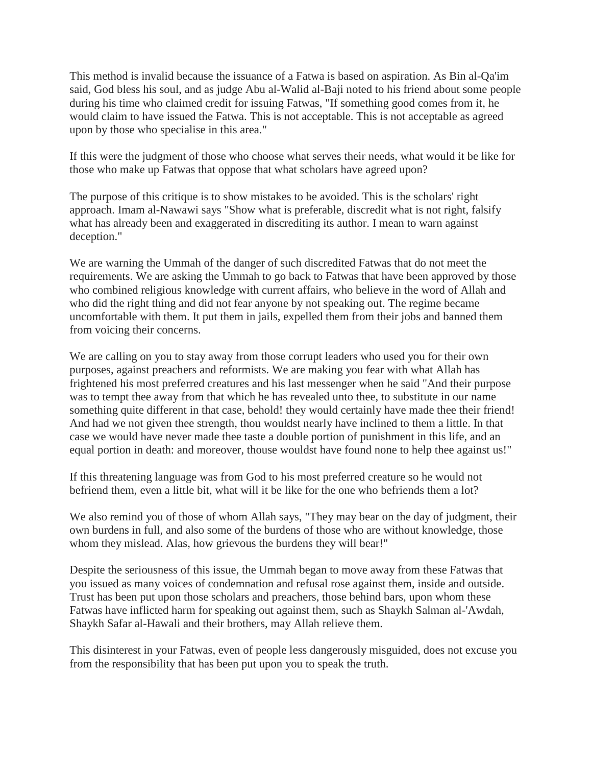This method is invalid because the issuance of a Fatwa is based on aspiration. As Bin al-Qa'im said, God bless his soul, and as judge Abu al-Walid al-Baji noted to his friend about some people during his time who claimed credit for issuing Fatwas, "If something good comes from it, he would claim to have issued the Fatwa. This is not acceptable. This is not acceptable as agreed upon by those who specialise in this area."

If this were the judgment of those who choose what serves their needs, what would it be like for those who make up Fatwas that oppose that what scholars have agreed upon?

The purpose of this critique is to show mistakes to be avoided. This is the scholars' right approach. Imam al-Nawawi says "Show what is preferable, discredit what is not right, falsify what has already been and exaggerated in discrediting its author. I mean to warn against deception."

We are warning the Ummah of the danger of such discredited Fatwas that do not meet the requirements. We are asking the Ummah to go back to Fatwas that have been approved by those who combined religious knowledge with current affairs, who believe in the word of Allah and who did the right thing and did not fear anyone by not speaking out. The regime became uncomfortable with them. It put them in jails, expelled them from their jobs and banned them from voicing their concerns.

We are calling on you to stay away from those corrupt leaders who used you for their own purposes, against preachers and reformists. We are making you fear with what Allah has frightened his most preferred creatures and his last messenger when he said "And their purpose was to tempt thee away from that which he has revealed unto thee, to substitute in our name something quite different in that case, behold! they would certainly have made thee their friend! And had we not given thee strength, thou wouldst nearly have inclined to them a little. In that case we would have never made thee taste a double portion of punishment in this life, and an equal portion in death: and moreover, thouse wouldst have found none to help thee against us!"

If this threatening language was from God to his most preferred creature so he would not befriend them, even a little bit, what will it be like for the one who befriends them a lot?

We also remind you of those of whom Allah says, "They may bear on the day of judgment, their own burdens in full, and also some of the burdens of those who are without knowledge, those whom they mislead. Alas, how grievous the burdens they will bear!"

Despite the seriousness of this issue, the Ummah began to move away from these Fatwas that you issued as many voices of condemnation and refusal rose against them, inside and outside. Trust has been put upon those scholars and preachers, those behind bars, upon whom these Fatwas have inflicted harm for speaking out against them, such as Shaykh Salman al-'Awdah, Shaykh Safar al-Hawali and their brothers, may Allah relieve them.

This disinterest in your Fatwas, even of people less dangerously misguided, does not excuse you from the responsibility that has been put upon you to speak the truth.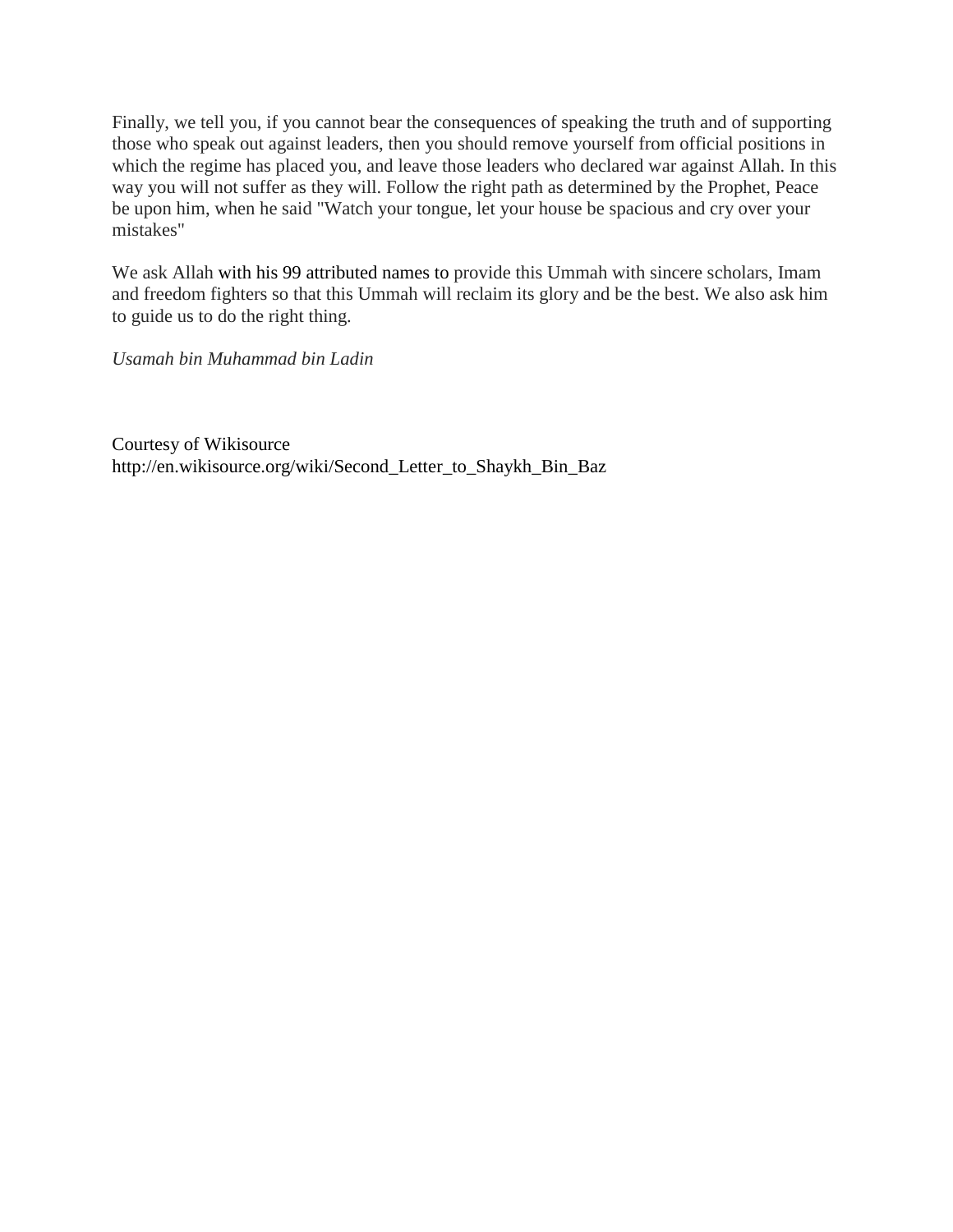Finally, we tell you, if you cannot bear the consequences of speaking the truth and of supporting those who speak out against leaders, then you should remove yourself from official positions in which the regime has placed you, and leave those leaders who declared war against Allah. In this way you will not suffer as they will. Follow the right path as determined by the Prophet, Peace be upon him, when he said "Watch your tongue, let your house be spacious and cry over your mistakes"

We ask Allah with his 99 attributed names to provide this Ummah with sincere scholars, Imam and freedom fighters so that this Ummah will reclaim its glory and be the best. We also ask him to guide us to do the right thing.

*Usamah bin Muhammad bin Ladin*

Courtesy of Wikisource
http://en.wikisource.org/wiki/Second_Letter_to_Shaykh_Bin_Baz